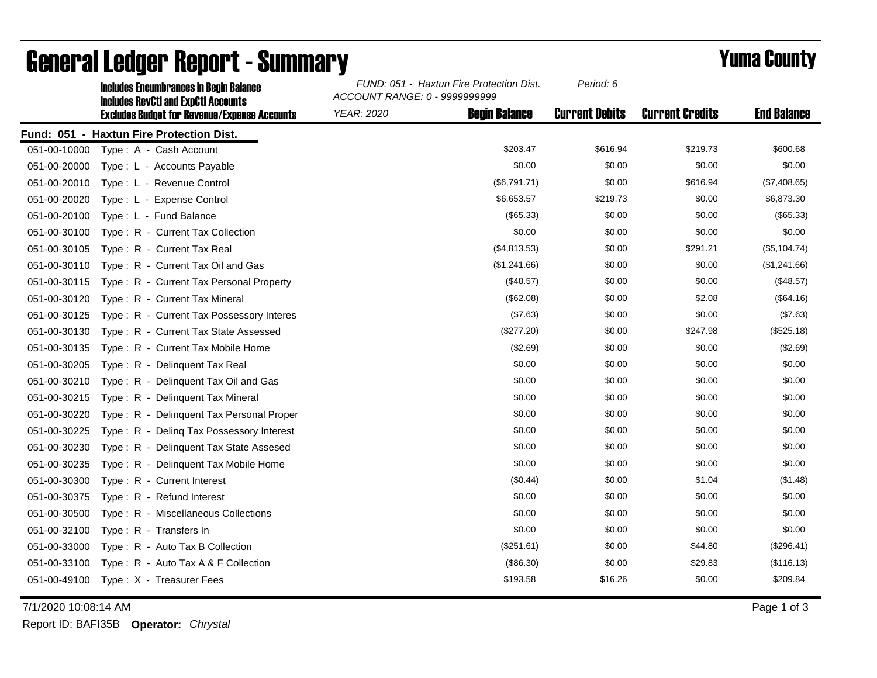# General Ledger Report - Summary

## Yuma County

**Includes Encumbrances in Begin Balance**
**Includes RevCtl and ExpCtl Accounts**
**Excludes Budget for Revenue/Expense Accounts**

*FUND: 051 - Haxtun Fire Protection Dist.* *Period: 6*
*ACCOUNT RANGE: 0 - 9999999999*
*YEAR: 2020*

**Fund: 051 - Haxtun Fire Protection Dist.**

| Account | Description | Begin Balance | Current Debits | Current Credits | End Balance |
|---|---|---|---|---|---|
| 051-00-10000 | Type : A - Cash Account | $203.47 | $616.94 | $219.73 | $600.68 |
| 051-00-20000 | Type : L - Accounts Payable | $0.00 | $0.00 | $0.00 | $0.00 |
| 051-00-20010 | Type : L - Revenue Control | ($6,791.71) | $0.00 | $616.94 | ($7,408.65) |
| 051-00-20020 | Type : L - Expense Control | $6,653.57 | $219.73 | $0.00 | $6,873.30 |
| 051-00-20100 | Type : L - Fund Balance | ($65.33) | $0.00 | $0.00 | ($65.33) |
| 051-00-30100 | Type : R - Current Tax Collection | $0.00 | $0.00 | $0.00 | $0.00 |
| 051-00-30105 | Type : R - Current Tax Real | ($4,813.53) | $0.00 | $291.21 | ($5,104.74) |
| 051-00-30110 | Type : R - Current Tax Oil and Gas | ($1,241.66) | $0.00 | $0.00 | ($1,241.66) |
| 051-00-30115 | Type : R - Current Tax Personal Property | ($48.57) | $0.00 | $0.00 | ($48.57) |
| 051-00-30120 | Type : R - Current Tax Mineral | ($62.08) | $0.00 | $2.08 | ($64.16) |
| 051-00-30125 | Type : R - Current Tax Possessory Interes | ($7.63) | $0.00 | $0.00 | ($7.63) |
| 051-00-30130 | Type : R - Current Tax State Assessed | ($277.20) | $0.00 | $247.98 | ($525.18) |
| 051-00-30135 | Type : R - Current Tax Mobile Home | ($2.69) | $0.00 | $0.00 | ($2.69) |
| 051-00-30205 | Type : R - Delinquent Tax Real | $0.00 | $0.00 | $0.00 | $0.00 |
| 051-00-30210 | Type : R - Delinquent Tax Oil and Gas | $0.00 | $0.00 | $0.00 | $0.00 |
| 051-00-30215 | Type : R - Delinquent Tax Mineral | $0.00 | $0.00 | $0.00 | $0.00 |
| 051-00-30220 | Type : R - Delinquent Tax Personal Proper | $0.00 | $0.00 | $0.00 | $0.00 |
| 051-00-30225 | Type : R - Delinq Tax Possessory Interest | $0.00 | $0.00 | $0.00 | $0.00 |
| 051-00-30230 | Type : R - Delinquent Tax State Assesed | $0.00 | $0.00 | $0.00 | $0.00 |
| 051-00-30235 | Type : R - Delinquent Tax Mobile Home | $0.00 | $0.00 | $0.00 | $0.00 |
| 051-00-30300 | Type : R - Current Interest | ($0.44) | $0.00 | $1.04 | ($1.48) |
| 051-00-30375 | Type : R - Refund Interest | $0.00 | $0.00 | $0.00 | $0.00 |
| 051-00-30500 | Type : R - Miscellaneous Collections | $0.00 | $0.00 | $0.00 | $0.00 |
| 051-00-32100 | Type : R - Transfers In | $0.00 | $0.00 | $0.00 | $0.00 |
| 051-00-33000 | Type : R - Auto Tax B Collection | ($251.61) | $0.00 | $44.80 | ($296.41) |
| 051-00-33100 | Type : R - Auto Tax A & F Collection | ($86.30) | $0.00 | $29.83 | ($116.13) |
| 051-00-49100 | Type : X - Treasurer Fees | $193.58 | $16.26 | $0.00 | $209.84 |

7/1/2020 10:08:14 AM

Report ID: BAFI35B **Operator:** *Chrystal*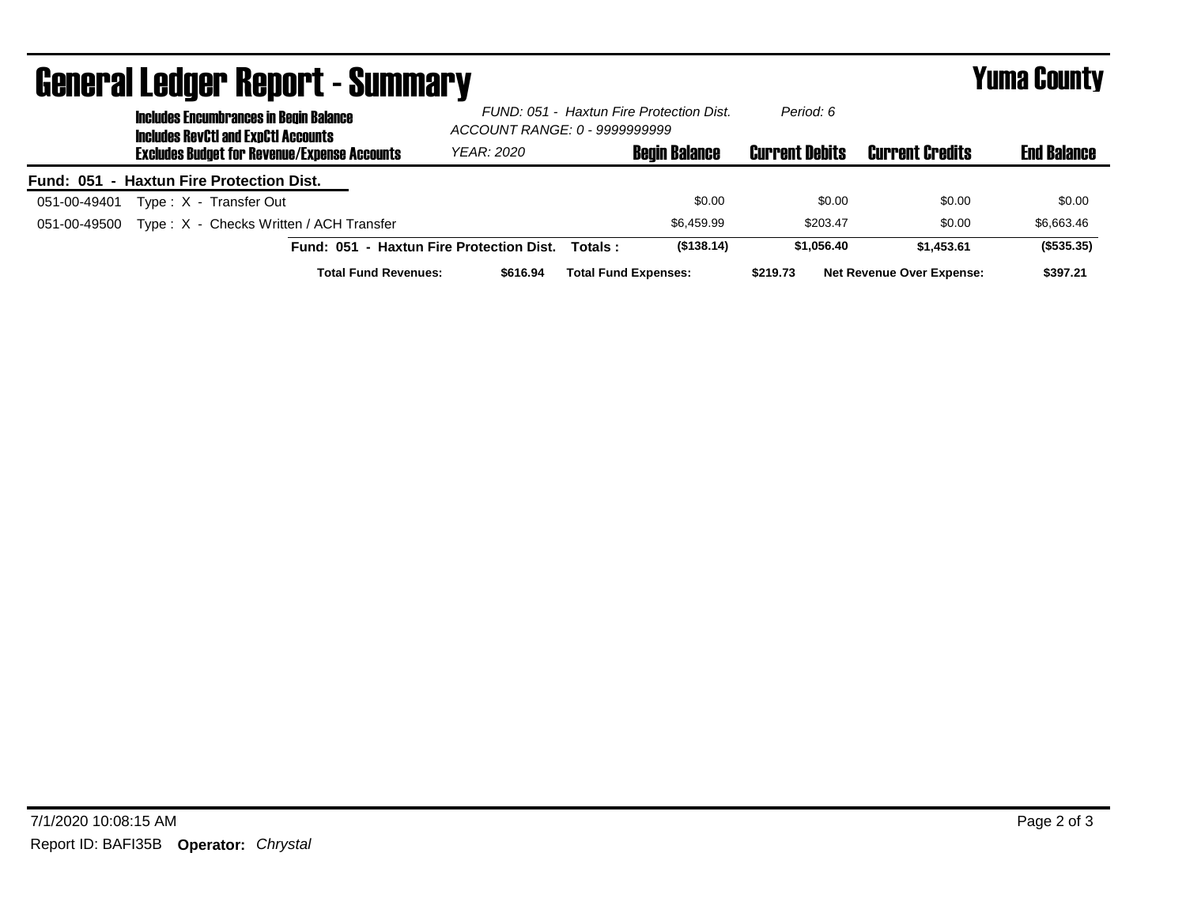# General Ledger Report - Summary

**Yuma County**

**Includes Encumbrances in Begin Balance**
**Includes RevCtl and ExpCtl Accounts**
**Excludes Budget for Revenue/Expense Accounts**

*FUND: 051 - Haxtun Fire Protection Dist.*
*ACCOUNT RANGE: 0 - 9999999999*
*YEAR: 2020*
*Period: 6*

| | | Begin Balance | Current Debits | Current Credits | End Balance |
|---|---|---|---|---|---|
| **Fund: 051 - Haxtun Fire Protection Dist.** | | | | | |
| 051-00-49401 | Type : X - Transfer Out | $0.00 | $0.00 | $0.00 | $0.00 |
| 051-00-49500 | Type : X - Checks Written / ACH Transfer | $6,459.99 | $203.47 | $0.00 | $6,663.46 |
| | **Fund: 051 - Haxtun Fire Protection Dist. Totals :** | **($138.14)** | **$1,056.40** | **$1,453.61** | **($535.35)** |

**Total Fund Revenues:** **$616.94** **Total Fund Expenses:** **$219.73** **Net Revenue Over Expense:** **$397.21**

7/1/2020 10:08:15 AM

Report ID: BAFI35B **Operator:** *Chrystal*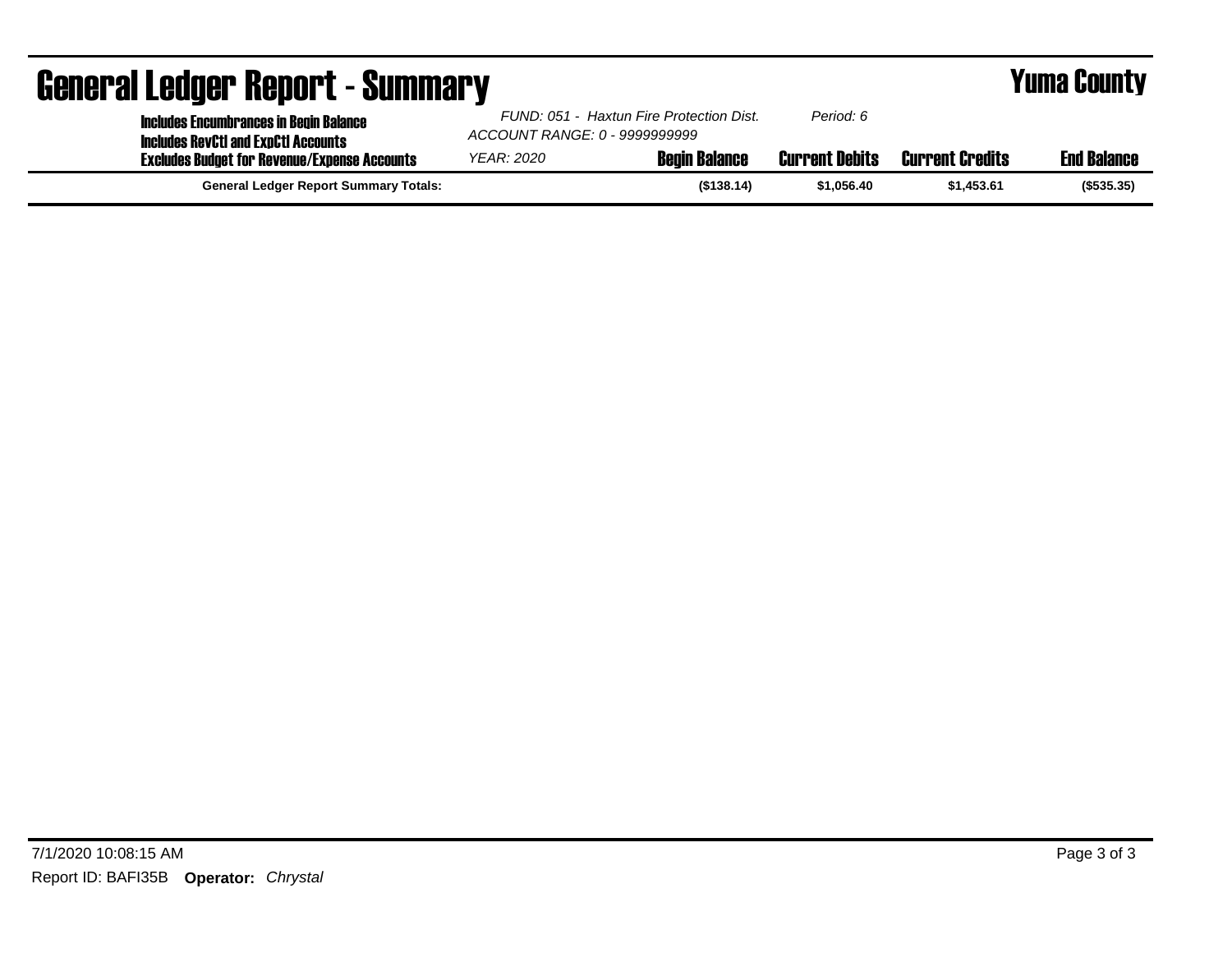# General Ledger Report - Summary

## Yuma County

**Includes Encumbrances in Begin Balance**
**Includes RevCtl and ExpCtl Accounts**
**Excludes Budget for Revenue/Expense Accounts**

*FUND: 051 - Haxtun Fire Protection Dist.*
*ACCOUNT RANGE: 0 - 9999999999*
*YEAR: 2020*
*Period: 6*

| | Begin Balance | Current Debits | Current Credits | End Balance |
|---|---|---|---|---|
| **General Ledger Report Summary Totals:** | **($138.14)** | **$1,056.40** | **$1,453.61** | **($535.35)** |

7/1/2020 10:08:15 AM

Report ID: BAFI35B **Operator:** *Chrystal*